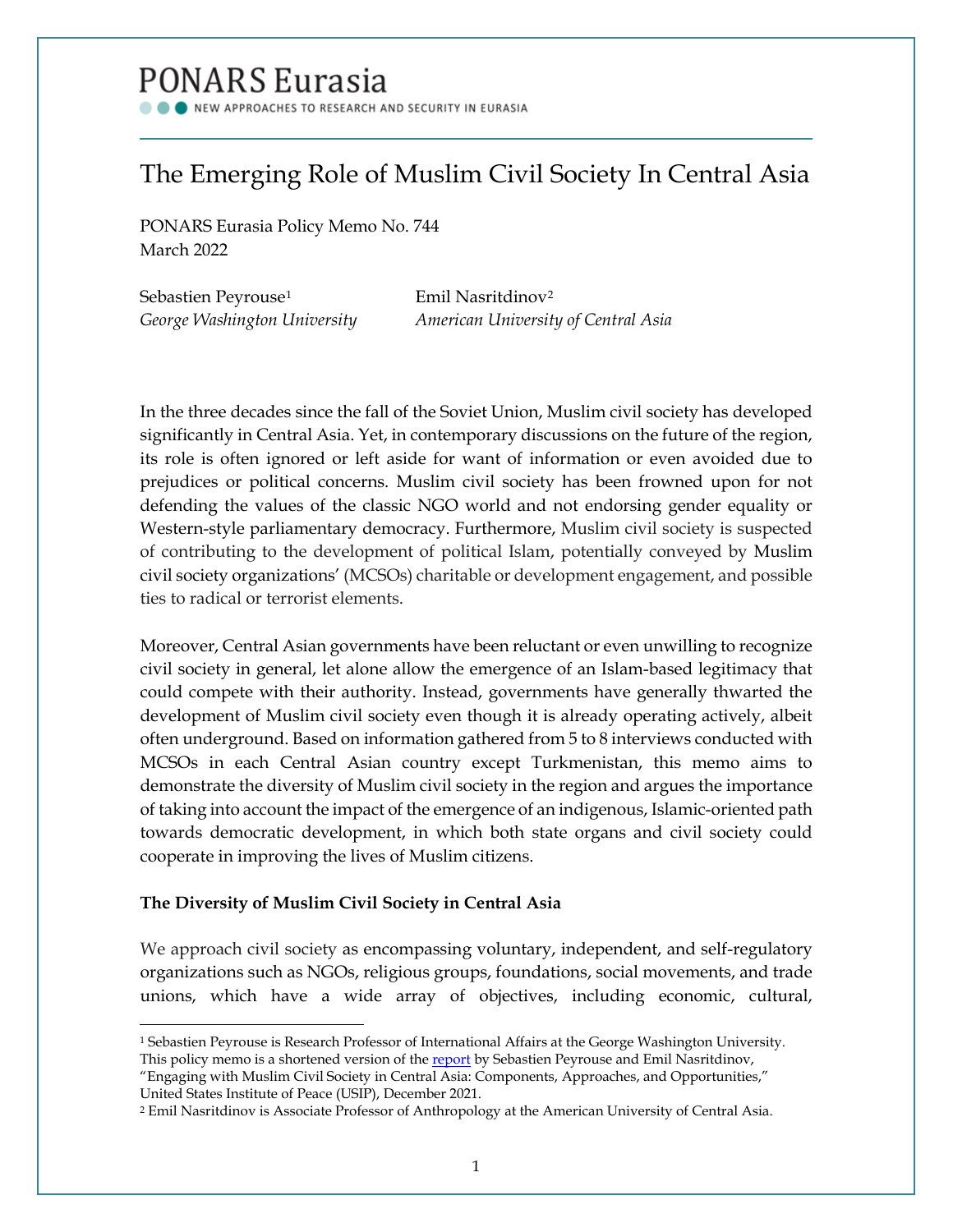PONARS Eurasia

NEW APPROACHES TO RESEARCH AND SECURITY IN EURASIA

# The Emerging Role of Muslim Civil Society In Central Asia

PONARS Eurasia Policy Memo No. 744
March 2022

Sebastien Peyrouse[1]
*George Washington University*

Emil Nasritdinov[2]
*American University of Central Asia*

In the three decades since the fall of the Soviet Union, Muslim civil society has developed significantly in Central Asia. Yet, in contemporary discussions on the future of the region, its role is often ignored or left aside for want of information or even avoided due to prejudices or political concerns. Muslim civil society has been frowned upon for not defending the values of the classic NGO world and not endorsing gender equality or Western-style parliamentary democracy. Furthermore, Muslim civil society is suspected of contributing to the development of political Islam, potentially conveyed by Muslim civil society organizations' (MCSOs) charitable or development engagement, and possible ties to radical or terrorist elements.

Moreover, Central Asian governments have been reluctant or even unwilling to recognize civil society in general, let alone allow the emergence of an Islam-based legitimacy that could compete with their authority. Instead, governments have generally thwarted the development of Muslim civil society even though it is already operating actively, albeit often underground. Based on information gathered from 5 to 8 interviews conducted with MCSOs in each Central Asian country except Turkmenistan, this memo aims to demonstrate the diversity of Muslim civil society in the region and argues the importance of taking into account the impact of the emergence of an indigenous, Islamic-oriented path towards democratic development, in which both state organs and civil society could cooperate in improving the lives of Muslim citizens.

### The Diversity of Muslim Civil Society in Central Asia

We approach civil society as encompassing voluntary, independent, and self-regulatory organizations such as NGOs, religious groups, foundations, social movements, and trade unions, which have a wide array of objectives, including economic, cultural,

---

[1] Sebastien Peyrouse is Research Professor of International Affairs at the George Washington University. This policy memo is a shortened version of the report by Sebastien Peyrouse and Emil Nasritdinov, "Engaging with Muslim Civil Society in Central Asia: Components, Approaches, and Opportunities," United States Institute of Peace (USIP), December 2021.

[2] Emil Nasritdinov is Associate Professor of Anthropology at the American University of Central Asia.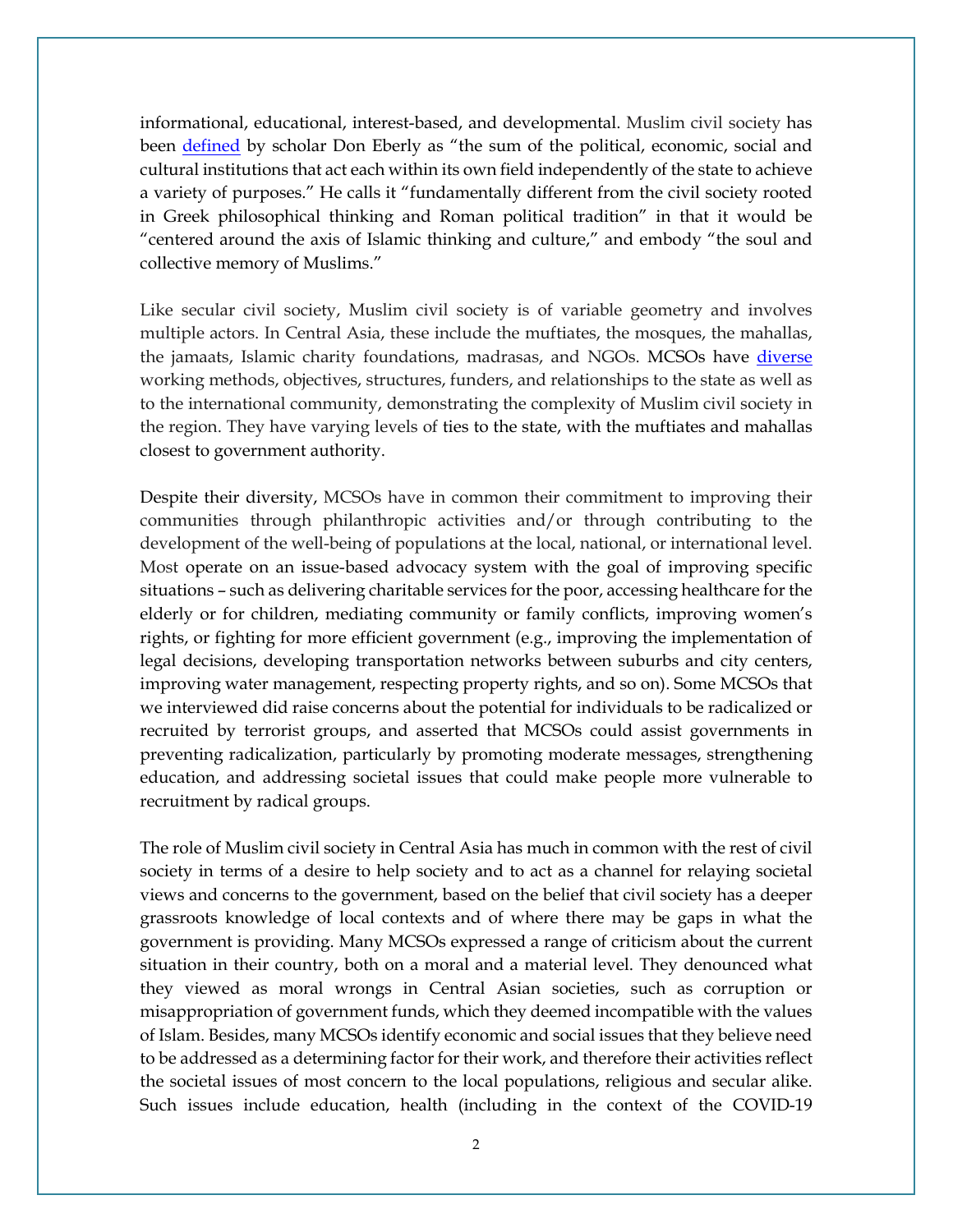informational, educational, interest-based, and developmental. Muslim civil society has been defined by scholar Don Eberly as "the sum of the political, economic, social and cultural institutions that act each within its own field independently of the state to achieve a variety of purposes." He calls it "fundamentally different from the civil society rooted in Greek philosophical thinking and Roman political tradition" in that it would be "centered around the axis of Islamic thinking and culture," and embody "the soul and collective memory of Muslims."

Like secular civil society, Muslim civil society is of variable geometry and involves multiple actors. In Central Asia, these include the muftiates, the mosques, the mahallas, the jamaats, Islamic charity foundations, madrasas, and NGOs. MCSOs have diverse working methods, objectives, structures, funders, and relationships to the state as well as to the international community, demonstrating the complexity of Muslim civil society in the region. They have varying levels of ties to the state, with the muftiates and mahallas closest to government authority.

Despite their diversity, MCSOs have in common their commitment to improving their communities through philanthropic activities and/or through contributing to the development of the well-being of populations at the local, national, or international level. Most operate on an issue-based advocacy system with the goal of improving specific situations – such as delivering charitable services for the poor, accessing healthcare for the elderly or for children, mediating community or family conflicts, improving women's rights, or fighting for more efficient government (e.g., improving the implementation of legal decisions, developing transportation networks between suburbs and city centers, improving water management, respecting property rights, and so on). Some MCSOs that we interviewed did raise concerns about the potential for individuals to be radicalized or recruited by terrorist groups, and asserted that MCSOs could assist governments in preventing radicalization, particularly by promoting moderate messages, strengthening education, and addressing societal issues that could make people more vulnerable to recruitment by radical groups.

The role of Muslim civil society in Central Asia has much in common with the rest of civil society in terms of a desire to help society and to act as a channel for relaying societal views and concerns to the government, based on the belief that civil society has a deeper grassroots knowledge of local contexts and of where there may be gaps in what the government is providing. Many MCSOs expressed a range of criticism about the current situation in their country, both on a moral and a material level. They denounced what they viewed as moral wrongs in Central Asian societies, such as corruption or misappropriation of government funds, which they deemed incompatible with the values of Islam. Besides, many MCSOs identify economic and social issues that they believe need to be addressed as a determining factor for their work, and therefore their activities reflect the societal issues of most concern to the local populations, religious and secular alike. Such issues include education, health (including in the context of the COVID-19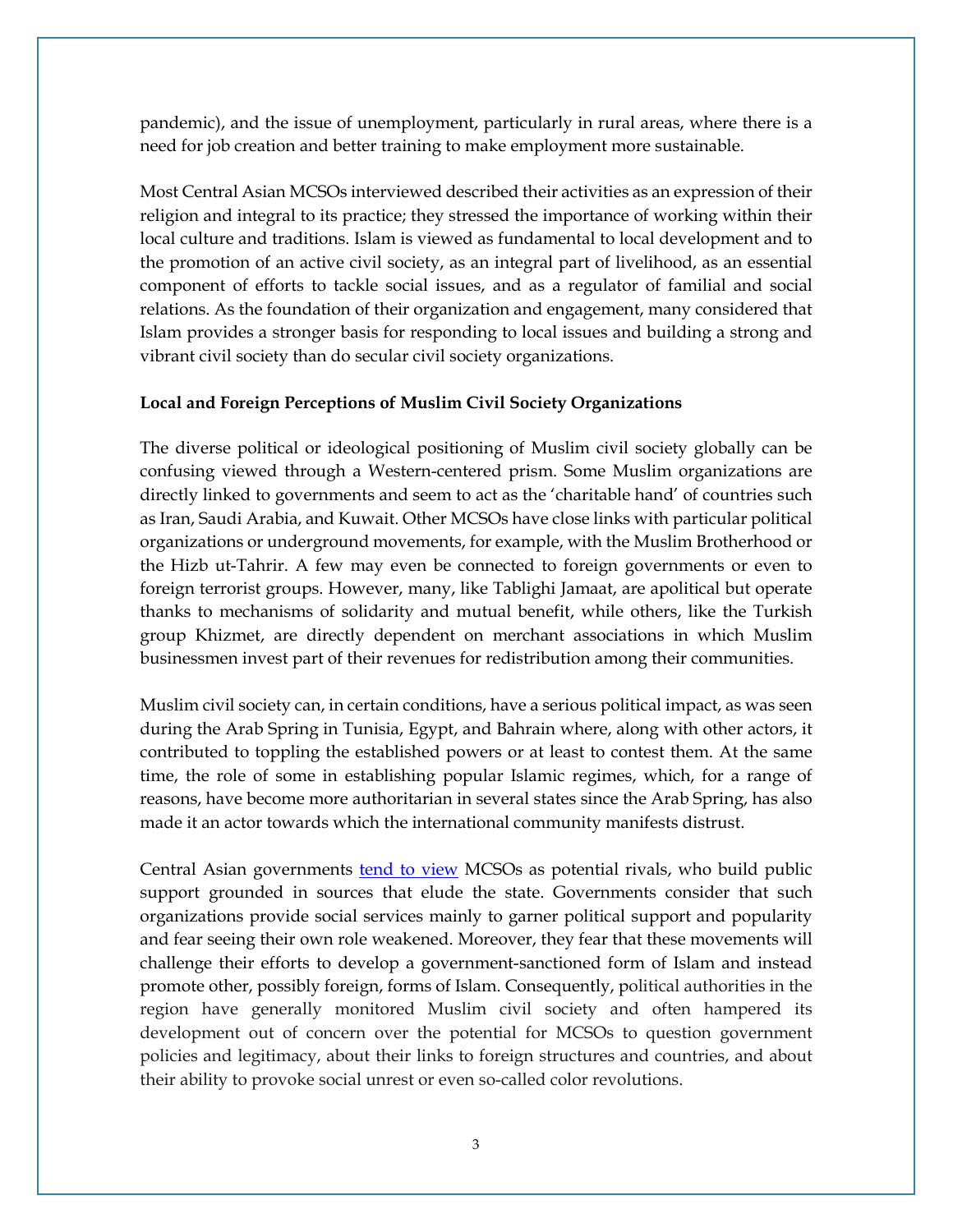pandemic), and the issue of unemployment, particularly in rural areas, where there is a need for job creation and better training to make employment more sustainable.

Most Central Asian MCSOs interviewed described their activities as an expression of their religion and integral to its practice; they stressed the importance of working within their local culture and traditions. Islam is viewed as fundamental to local development and to the promotion of an active civil society, as an integral part of livelihood, as an essential component of efforts to tackle social issues, and as a regulator of familial and social relations. As the foundation of their organization and engagement, many considered that Islam provides a stronger basis for responding to local issues and building a strong and vibrant civil society than do secular civil society organizations.

**Local and Foreign Perceptions of Muslim Civil Society Organizations**

The diverse political or ideological positioning of Muslim civil society globally can be confusing viewed through a Western-centered prism. Some Muslim organizations are directly linked to governments and seem to act as the 'charitable hand' of countries such as Iran, Saudi Arabia, and Kuwait. Other MCSOs have close links with particular political organizations or underground movements, for example, with the Muslim Brotherhood or the Hizb ut-Tahrir. A few may even be connected to foreign governments or even to foreign terrorist groups. However, many, like Tablighi Jamaat, are apolitical but operate thanks to mechanisms of solidarity and mutual benefit, while others, like the Turkish group Khizmet, are directly dependent on merchant associations in which Muslim businessmen invest part of their revenues for redistribution among their communities.

Muslim civil society can, in certain conditions, have a serious political impact, as was seen during the Arab Spring in Tunisia, Egypt, and Bahrain where, along with other actors, it contributed to toppling the established powers or at least to contest them. At the same time, the role of some in establishing popular Islamic regimes, which, for a range of reasons, have become more authoritarian in several states since the Arab Spring, has also made it an actor towards which the international community manifests distrust.

Central Asian governments tend to view MCSOs as potential rivals, who build public support grounded in sources that elude the state. Governments consider that such organizations provide social services mainly to garner political support and popularity and fear seeing their own role weakened. Moreover, they fear that these movements will challenge their efforts to develop a government-sanctioned form of Islam and instead promote other, possibly foreign, forms of Islam. Consequently, political authorities in the region have generally monitored Muslim civil society and often hampered its development out of concern over the potential for MCSOs to question government policies and legitimacy, about their links to foreign structures and countries, and about their ability to provoke social unrest or even so-called color revolutions.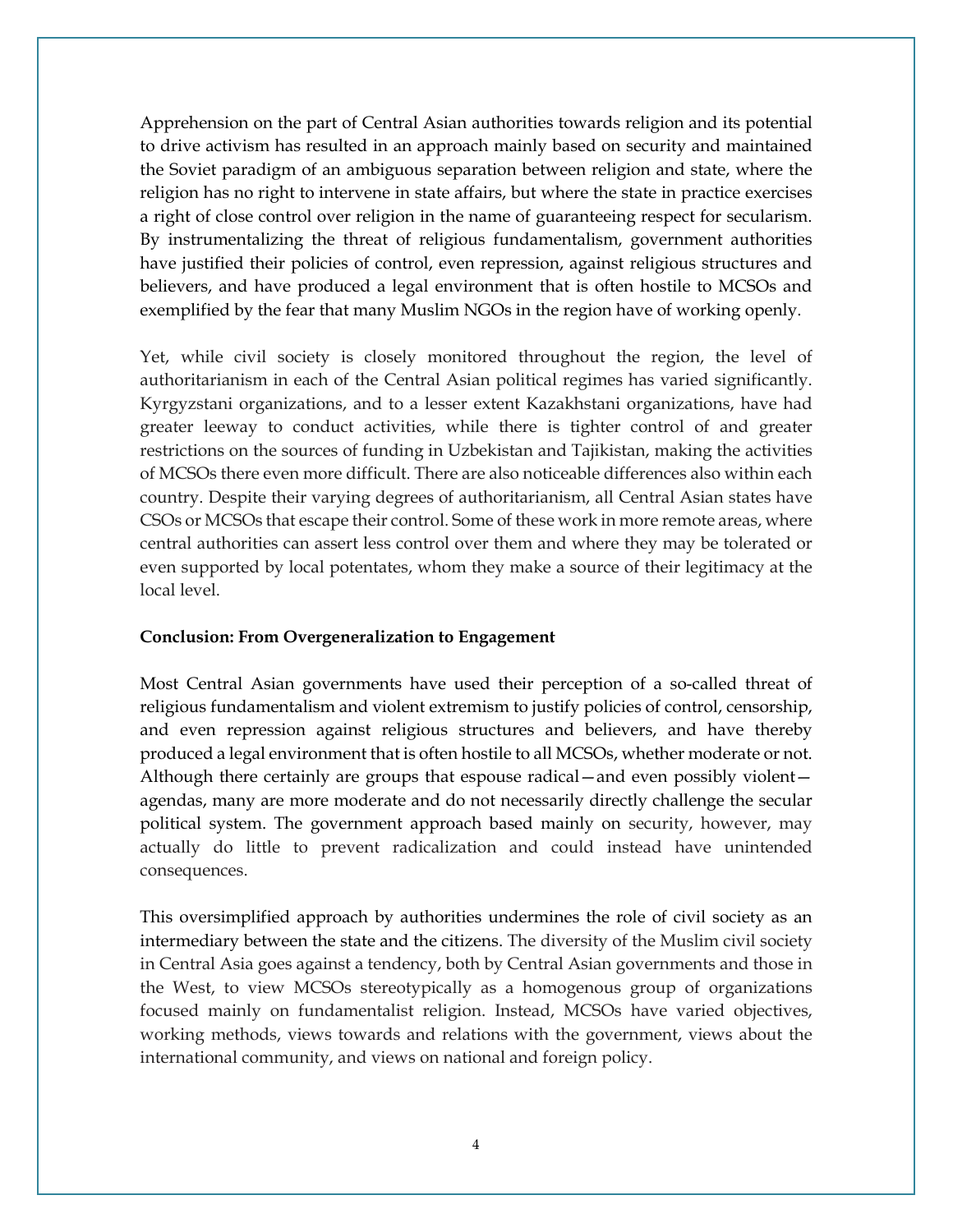Apprehension on the part of Central Asian authorities towards religion and its potential to drive activism has resulted in an approach mainly based on security and maintained the Soviet paradigm of an ambiguous separation between religion and state, where the religion has no right to intervene in state affairs, but where the state in practice exercises a right of close control over religion in the name of guaranteeing respect for secularism. By instrumentalizing the threat of religious fundamentalism, government authorities have justified their policies of control, even repression, against religious structures and believers, and have produced a legal environment that is often hostile to MCSOs and exemplified by the fear that many Muslim NGOs in the region have of working openly.

Yet, while civil society is closely monitored throughout the region, the level of authoritarianism in each of the Central Asian political regimes has varied significantly. Kyrgyzstani organizations, and to a lesser extent Kazakhstani organizations, have had greater leeway to conduct activities, while there is tighter control of and greater restrictions on the sources of funding in Uzbekistan and Tajikistan, making the activities of MCSOs there even more difficult. There are also noticeable differences also within each country. Despite their varying degrees of authoritarianism, all Central Asian states have CSOs or MCSOs that escape their control. Some of these work in more remote areas, where central authorities can assert less control over them and where they may be tolerated or even supported by local potentates, whom they make a source of their legitimacy at the local level.

**Conclusion: From Overgeneralization to Engagement**

Most Central Asian governments have used their perception of a so-called threat of religious fundamentalism and violent extremism to justify policies of control, censorship, and even repression against religious structures and believers, and have thereby produced a legal environment that is often hostile to all MCSOs, whether moderate or not. Although there certainly are groups that espouse radical—and even possibly violent—agendas, many are more moderate and do not necessarily directly challenge the secular political system. The government approach based mainly on security, however, may actually do little to prevent radicalization and could instead have unintended consequences.

This oversimplified approach by authorities undermines the role of civil society as an intermediary between the state and the citizens. The diversity of the Muslim civil society in Central Asia goes against a tendency, both by Central Asian governments and those in the West, to view MCSOs stereotypically as a homogenous group of organizations focused mainly on fundamentalist religion. Instead, MCSOs have varied objectives, working methods, views towards and relations with the government, views about the international community, and views on national and foreign policy.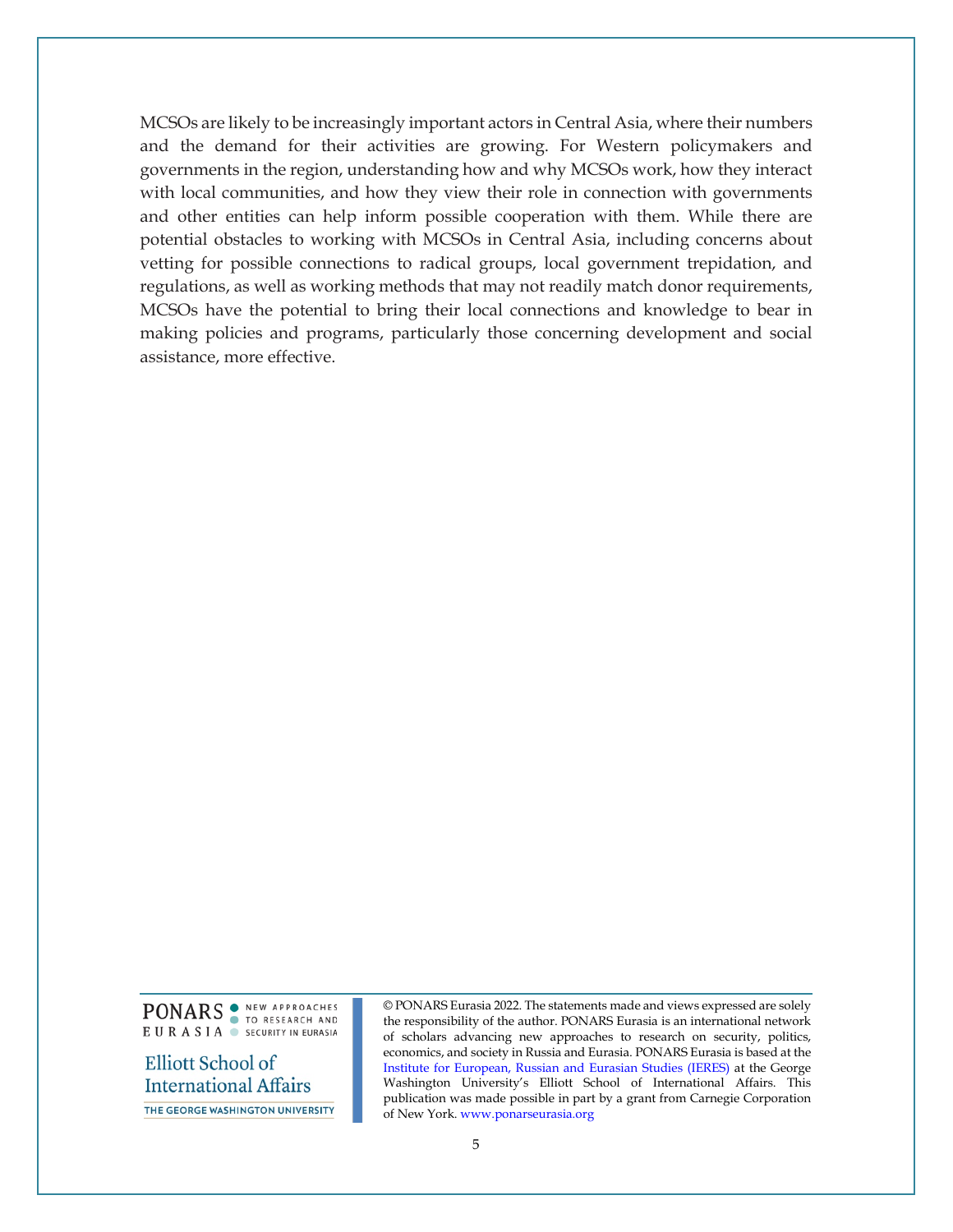MCSOs are likely to be increasingly important actors in Central Asia, where their numbers and the demand for their activities are growing. For Western policymakers and governments in the region, understanding how and why MCSOs work, how they interact with local communities, and how they view their role in connection with governments and other entities can help inform possible cooperation with them. While there are potential obstacles to working with MCSOs in Central Asia, including concerns about vetting for possible connections to radical groups, local government trepidation, and regulations, as well as working methods that may not readily match donor requirements, MCSOs have the potential to bring their local connections and knowledge to bear in making policies and programs, particularly those concerning development and social assistance, more effective.

PONARS EURASIA — NEW APPROACHES TO RESEARCH AND SECURITY IN EURASIA

Elliott School of International Affairs
THE GEORGE WASHINGTON UNIVERSITY

© PONARS Eurasia 2022. The statements made and views expressed are solely the responsibility of the author. PONARS Eurasia is an international network of scholars advancing new approaches to research on security, politics, economics, and society in Russia and Eurasia. PONARS Eurasia is based at the Institute for European, Russian and Eurasian Studies (IERES) at the George Washington University's Elliott School of International Affairs. This publication was made possible in part by a grant from Carnegie Corporation of New York. www.ponarseurasia.org